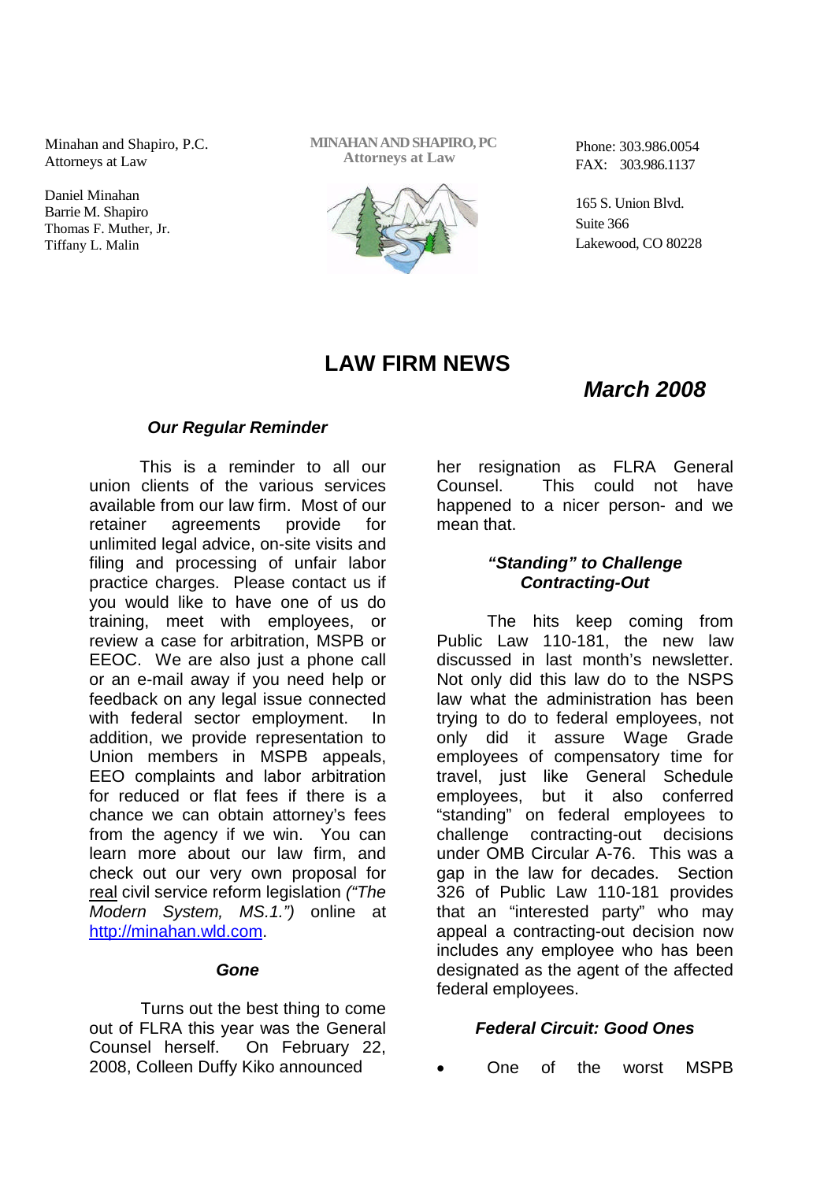Minahan and Shapiro, P.C.
Attorneys at Law

Daniel Minahan
Barrie M. Shapiro
Thomas F. Muther, Jr.
Tiffany L. Malin

**MINAHAN AND SHAPIRO, PC**
**Attorneys at Law**

Phone: 303.986.0054
FAX: 303.986.1137

165 S. Union Blvd.
Suite 366
Lakewood, CO 80228

# LAW FIRM NEWS

## *March 2008*

### *Our Regular Reminder*

This is a reminder to all our union clients of the various services available from our law firm. Most of our retainer agreements provide for unlimited legal advice, on-site visits and filing and processing of unfair labor practice charges. Please contact us if you would like to have one of us do training, meet with employees, or review a case for arbitration, MSPB or EEOC. We are also just a phone call or an e-mail away if you need help or feedback on any legal issue connected with federal sector employment. In addition, we provide representation to Union members in MSPB appeals, EEO complaints and labor arbitration for reduced or flat fees if there is a chance we can obtain attorney's fees from the agency if we win. You can learn more about our law firm, and check out our very own proposal for <u>real</u> civil service reform legislation *("The Modern System, MS.1.")* online at [http://minahan.wld.com](http://minahan.wld.com).

### *Gone*

Turns out the best thing to come out of FLRA this year was the General Counsel herself. On February 22, 2008, Colleen Duffy Kiko announced her resignation as FLRA General Counsel. This could not have happened to a nicer person- and we mean that.

### *"Standing" to Challenge Contracting-Out*

The hits keep coming from Public Law 110-181, the new law discussed in last month's newsletter. Not only did this law do to the NSPS law what the administration has been trying to do to federal employees, not only did it assure Wage Grade employees of compensatory time for travel, just like General Schedule employees, but it also conferred "standing" on federal employees to challenge contracting-out decisions under OMB Circular A-76. This was a gap in the law for decades. Section 326 of Public Law 110-181 provides that an "interested party" who may appeal a contracting-out decision now includes any employee who has been designated as the agent of the affected federal employees.

### *Federal Circuit: Good Ones*

- One of the worst MSPB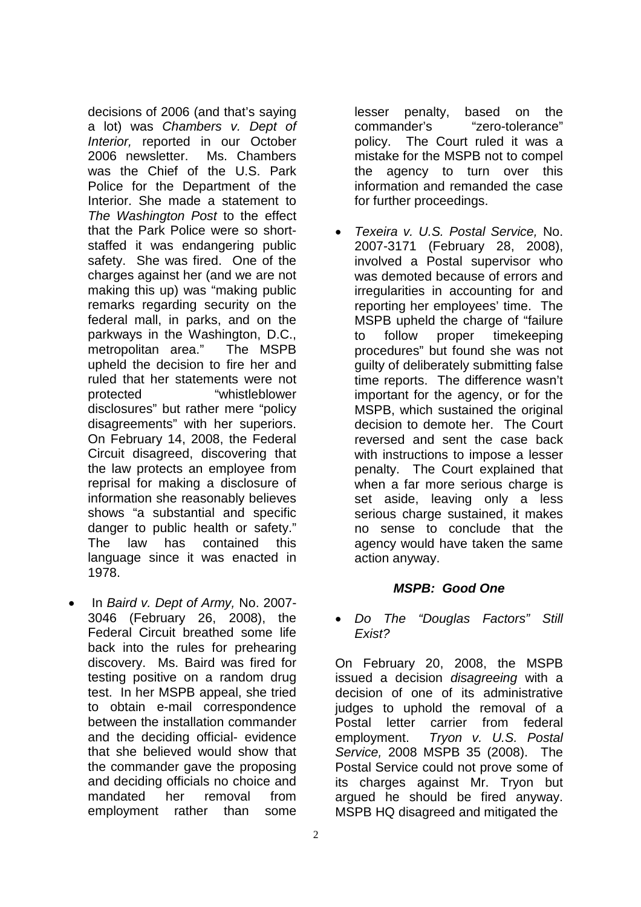decisions of 2006 (and that's saying a lot) was *Chambers v. Dept of Interior,* reported in our October 2006 newsletter. Ms. Chambers was the Chief of the U.S. Park Police for the Department of the Interior. She made a statement to *The Washington Post* to the effect that the Park Police were so short-staffed it was endangering public safety. She was fired. One of the charges against her (and we are not making this up) was "making public remarks regarding security on the federal mall, in parks, and on the parkways in the Washington, D.C., metropolitan area." The MSPB upheld the decision to fire her and ruled that her statements were not protected "whistleblower disclosures" but rather mere "policy disagreements" with her superiors. On February 14, 2008, the Federal Circuit disagreed, discovering that the law protects an employee from reprisal for making a disclosure of information she reasonably believes shows "a substantial and specific danger to public health or safety." The law has contained this language since it was enacted in 1978.

- In *Baird v. Dept of Army,* No. 2007-3046 (February 26, 2008), the Federal Circuit breathed some life back into the rules for prehearing discovery. Ms. Baird was fired for testing positive on a random drug test. In her MSPB appeal, she tried to obtain e-mail correspondence between the installation commander and the deciding official- evidence that she believed would show that the commander gave the proposing and deciding officials no choice and mandated her removal from employment rather than some lesser penalty, based on the commander's "zero-tolerance" policy. The Court ruled it was a mistake for the MSPB not to compel the agency to turn over this information and remanded the case for further proceedings.

- *Texeira v. U.S. Postal Service,* No. 2007-3171 (February 28, 2008), involved a Postal supervisor who was demoted because of errors and irregularities in accounting for and reporting her employees' time. The MSPB upheld the charge of "failure to follow proper timekeeping procedures" but found she was not guilty of deliberately submitting false time reports. The difference wasn't important for the agency, or for the MSPB, which sustained the original decision to demote her. The Court reversed and sent the case back with instructions to impose a lesser penalty. The Court explained that when a far more serious charge is set aside, leaving only a less serious charge sustained, it makes no sense to conclude that the agency would have taken the same action anyway.

### *MSPB: Good One*

- *Do The "Douglas Factors" Still Exist?*

On February 20, 2008, the MSPB issued a decision *disagreeing* with a decision of one of its administrative judges to uphold the removal of a Postal letter carrier from federal employment. *Tryon v. U.S. Postal Service,* 2008 MSPB 35 (2008). The Postal Service could not prove some of its charges against Mr. Tryon but argued he should be fired anyway. MSPB HQ disagreed and mitigated the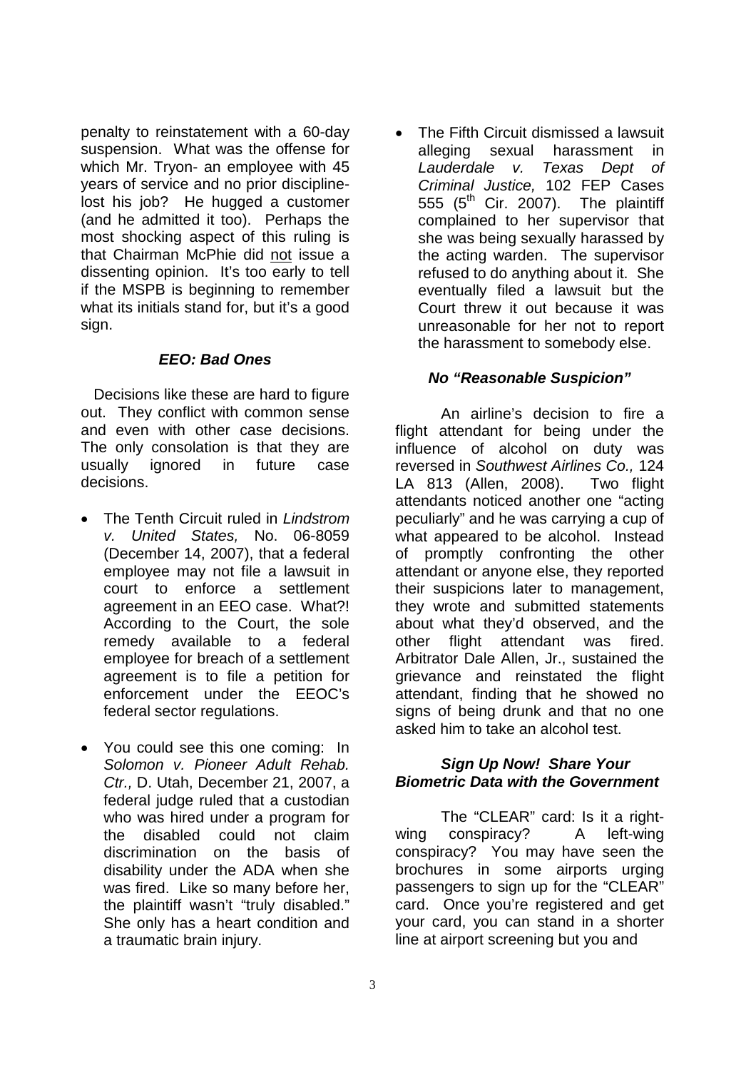penalty to reinstatement with a 60-day suspension. What was the offense for which Mr. Tryon- an employee with 45 years of service and no prior discipline- lost his job? He hugged a customer (and he admitted it too). Perhaps the most shocking aspect of this ruling is that Chairman McPhie did not issue a dissenting opinion. It's too early to tell if the MSPB is beginning to remember what its initials stand for, but it's a good sign.

### *EEO: Bad Ones*

Decisions like these are hard to figure out. They conflict with common sense and even with other case decisions. The only consolation is that they are usually ignored in future case decisions.

- The Tenth Circuit ruled in *Lindstrom v. United States,* No. 06-8059 (December 14, 2007), that a federal employee may not file a lawsuit in court to enforce a settlement agreement in an EEO case. What?! According to the Court, the sole remedy available to a federal employee for breach of a settlement agreement is to file a petition for enforcement under the EEOC's federal sector regulations.

- You could see this one coming: In *Solomon v. Pioneer Adult Rehab. Ctr.,* D. Utah, December 21, 2007, a federal judge ruled that a custodian who was hired under a program for the disabled could not claim discrimination on the basis of disability under the ADA when she was fired. Like so many before her, the plaintiff wasn't "truly disabled." She only has a heart condition and a traumatic brain injury.

- The Fifth Circuit dismissed a lawsuit alleging sexual harassment in *Lauderdale v. Texas Dept of Criminal Justice,* 102 FEP Cases 555 (5th Cir. 2007). The plaintiff complained to her supervisor that she was being sexually harassed by the acting warden. The supervisor refused to do anything about it. She eventually filed a lawsuit but the Court threw it out because it was unreasonable for her not to report the harassment to somebody else.

### *No "Reasonable Suspicion"*

An airline's decision to fire a flight attendant for being under the influence of alcohol on duty was reversed in *Southwest Airlines Co.,* 124 LA 813 (Allen, 2008). Two flight attendants noticed another one "acting peculiarly" and he was carrying a cup of what appeared to be alcohol. Instead of promptly confronting the other attendant or anyone else, they reported their suspicions later to management, they wrote and submitted statements about what they'd observed, and the other flight attendant was fired. Arbitrator Dale Allen, Jr., sustained the grievance and reinstated the flight attendant, finding that he showed no signs of being drunk and that no one asked him to take an alcohol test.

### *Sign Up Now! Share Your Biometric Data with the Government*

The "CLEAR" card: Is it a right-wing conspiracy? A left-wing conspiracy? You may have seen the brochures in some airports urging passengers to sign up for the "CLEAR" card. Once you're registered and get your card, you can stand in a shorter line at airport screening but you and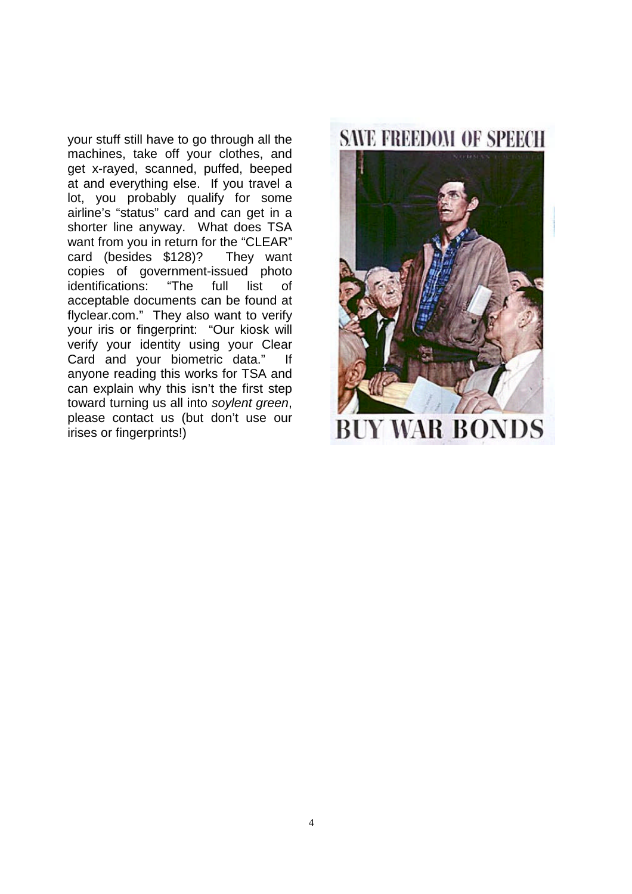your stuff still have to go through all the machines, take off your clothes, and get x-rayed, scanned, puffed, beeped at and everything else. If you travel a lot, you probably qualify for some airline's "status" card and can get in a shorter line anyway. What does TSA want from you in return for the "CLEAR" card (besides $128)? They want copies of government-issued photo identifications: "The full list of acceptable documents can be found at flyclear.com." They also want to verify your iris or fingerprint: "Our kiosk will verify your identity using your Clear Card and your biometric data." If anyone reading this works for TSA and can explain why this isn't the first step toward turning us all into *soylent green*, please contact us (but don't use our irises or fingerprints!)